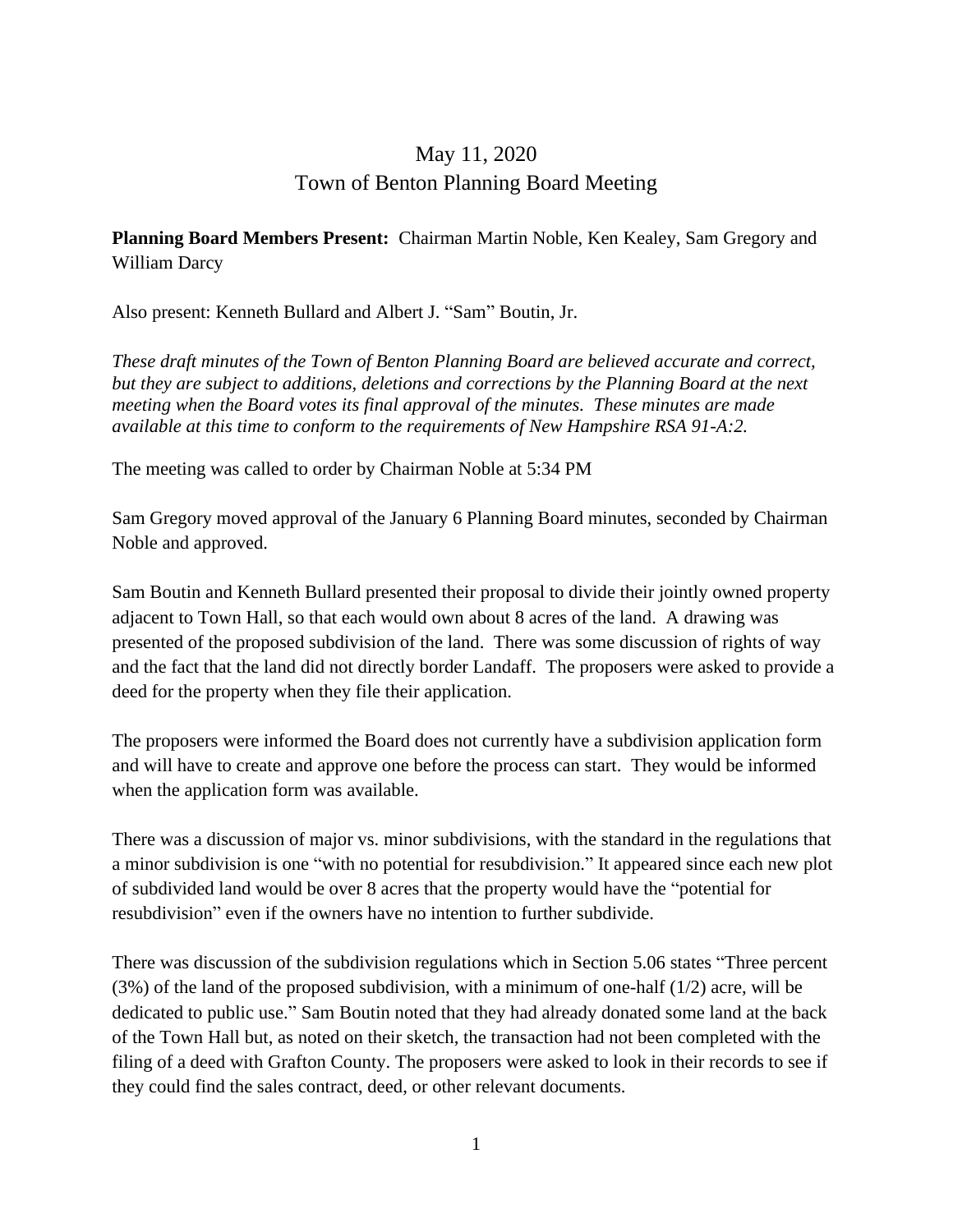# May 11, 2020
## Town of Benton Planning Board Meeting

**Planning Board Members Present:** Chairman Martin Noble, Ken Kealey, Sam Gregory and William Darcy

Also present: Kenneth Bullard and Albert J. "Sam" Boutin, Jr.

*These draft minutes of the Town of Benton Planning Board are believed accurate and correct, but they are subject to additions, deletions and corrections by the Planning Board at the next meeting when the Board votes its final approval of the minutes. These minutes are made available at this time to conform to the requirements of New Hampshire RSA 91-A:2.*

The meeting was called to order by Chairman Noble at 5:34 PM

Sam Gregory moved approval of the January 6 Planning Board minutes, seconded by Chairman Noble and approved.

Sam Boutin and Kenneth Bullard presented their proposal to divide their jointly owned property adjacent to Town Hall, so that each would own about 8 acres of the land. A drawing was presented of the proposed subdivision of the land. There was some discussion of rights of way and the fact that the land did not directly border Landaff. The proposers were asked to provide a deed for the property when they file their application.

The proposers were informed the Board does not currently have a subdivision application form and will have to create and approve one before the process can start. They would be informed when the application form was available.

There was a discussion of major vs. minor subdivisions, with the standard in the regulations that a minor subdivision is one "with no potential for resubdivision." It appeared since each new plot of subdivided land would be over 8 acres that the property would have the "potential for resubdivision" even if the owners have no intention to further subdivide.

There was discussion of the subdivision regulations which in Section 5.06 states "Three percent (3%) of the land of the proposed subdivision, with a minimum of one-half (1/2) acre, will be dedicated to public use." Sam Boutin noted that they had already donated some land at the back of the Town Hall but, as noted on their sketch, the transaction had not been completed with the filing of a deed with Grafton County. The proposers were asked to look in their records to see if they could find the sales contract, deed, or other relevant documents.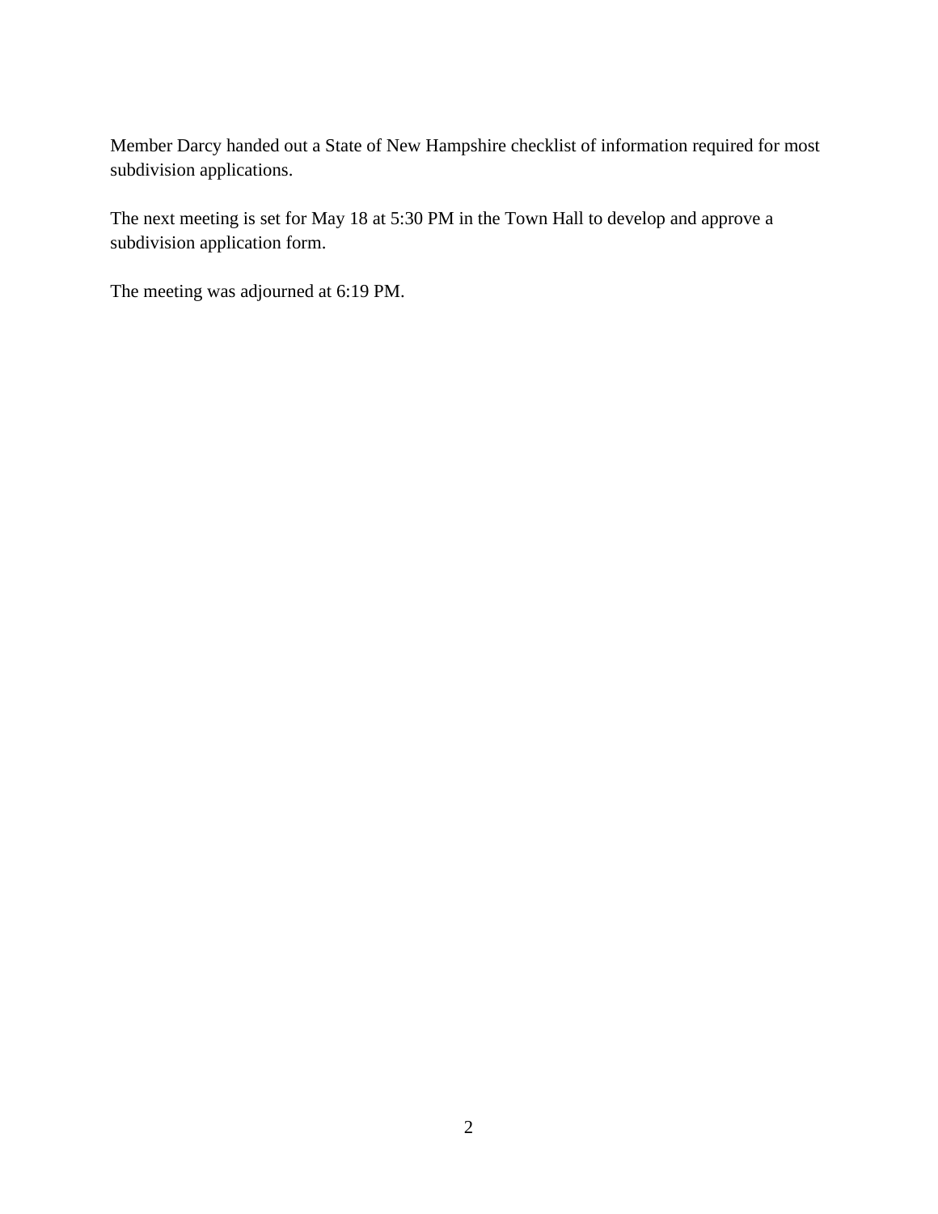Member Darcy handed out a State of New Hampshire checklist of information required for most subdivision applications.

The next meeting is set for May 18 at 5:30 PM in the Town Hall to develop and approve a subdivision application form.

The meeting was adjourned at 6:19 PM.